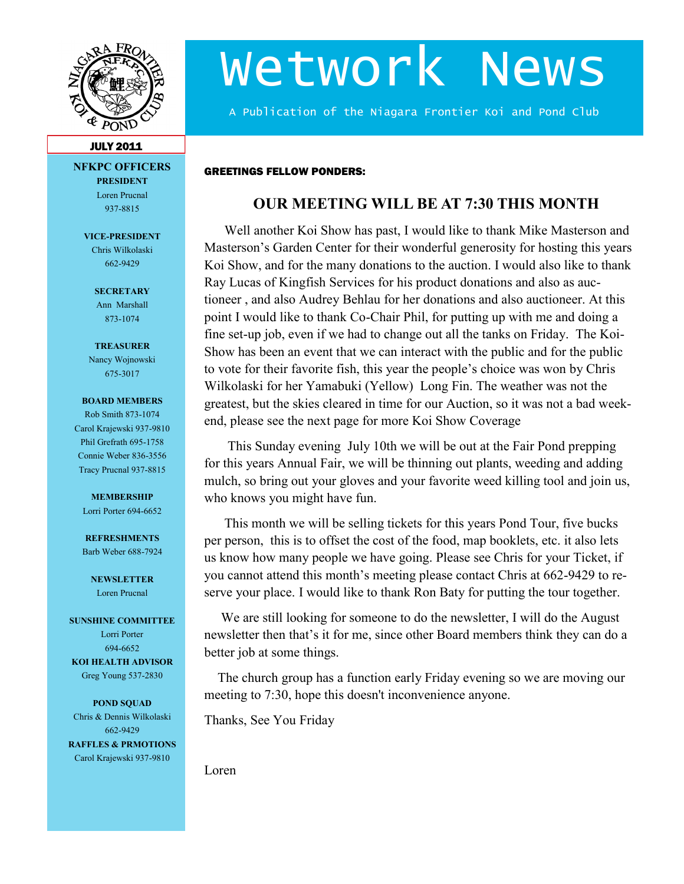# Wetwork News

A Publication of the Niagara Frontier Koi and Pond Club

**JULY 2011**

## NFKPC OFFICERS

**PRESIDENT**
Loren Prucnal
937-8815

**VICE-PRESIDENT**
Chris Wilkolaski
662-9429

**SECRETARY**
Ann Marshall
873-1074

**TREASURER**
Nancy Wojnowski
675-3017

**BOARD MEMBERS**
Rob Smith 873-1074
Carol Krajewski 937-9810
Phil Grefrath 695-1758
Connie Weber 836-3556
Tracy Prucnal 937-8815

**MEMBERSHIP**
Lorri Porter 694-6652

**REFRESHMENTS**
Barb Weber 688-7924

**NEWSLETTER**
Loren Prucnal

**SUNSHINE COMMITTEE**
Lorri Porter
694-6652

**KOI HEALTH ADVISOR**
Greg Young 537-2830

**POND SQUAD**
Chris & Dennis Wilkolaski
662-9429

**RAFFLES & PRMOTIONS**
Carol Krajewski 937-9810

**GREETINGS FELLOW PONDERS:**

## OUR MEETING WILL BE AT 7:30 THIS MONTH

Well another Koi Show has past, I would like to thank Mike Masterson and Masterson's Garden Center for their wonderful generosity for hosting this years Koi Show, and for the many donations to the auction. I would also like to thank Ray Lucas of Kingfish Services for his product donations and also as auctioneer , and also Audrey Behlau for her donations and also auctioneer. At this point I would like to thank Co-Chair Phil, for putting up with me and doing a fine set-up job, even if we had to change out all the tanks on Friday. The Koi-Show has been an event that we can interact with the public and for the public to vote for their favorite fish, this year the people's choice was won by Chris Wilkolaski for her Yamabuki (Yellow) Long Fin. The weather was not the greatest, but the skies cleared in time for our Auction, so it was not a bad weekend, please see the next page for more Koi Show Coverage

This Sunday evening July 10th we will be out at the Fair Pond prepping for this years Annual Fair, we will be thinning out plants, weeding and adding mulch, so bring out your gloves and your favorite weed killing tool and join us, who knows you might have fun.

This month we will be selling tickets for this years Pond Tour, five bucks per person, this is to offset the cost of the food, map booklets, etc. it also lets us know how many people we have going. Please see Chris for your Ticket, if you cannot attend this month's meeting please contact Chris at 662-9429 to reserve your place. I would like to thank Ron Baty for putting the tour together.

We are still looking for someone to do the newsletter, I will do the August newsletter then that's it for me, since other Board members think they can do a better job at some things.

The church group has a function early Friday evening so we are moving our meeting to 7:30, hope this doesn't inconvenience anyone.

Thanks, See You Friday

Loren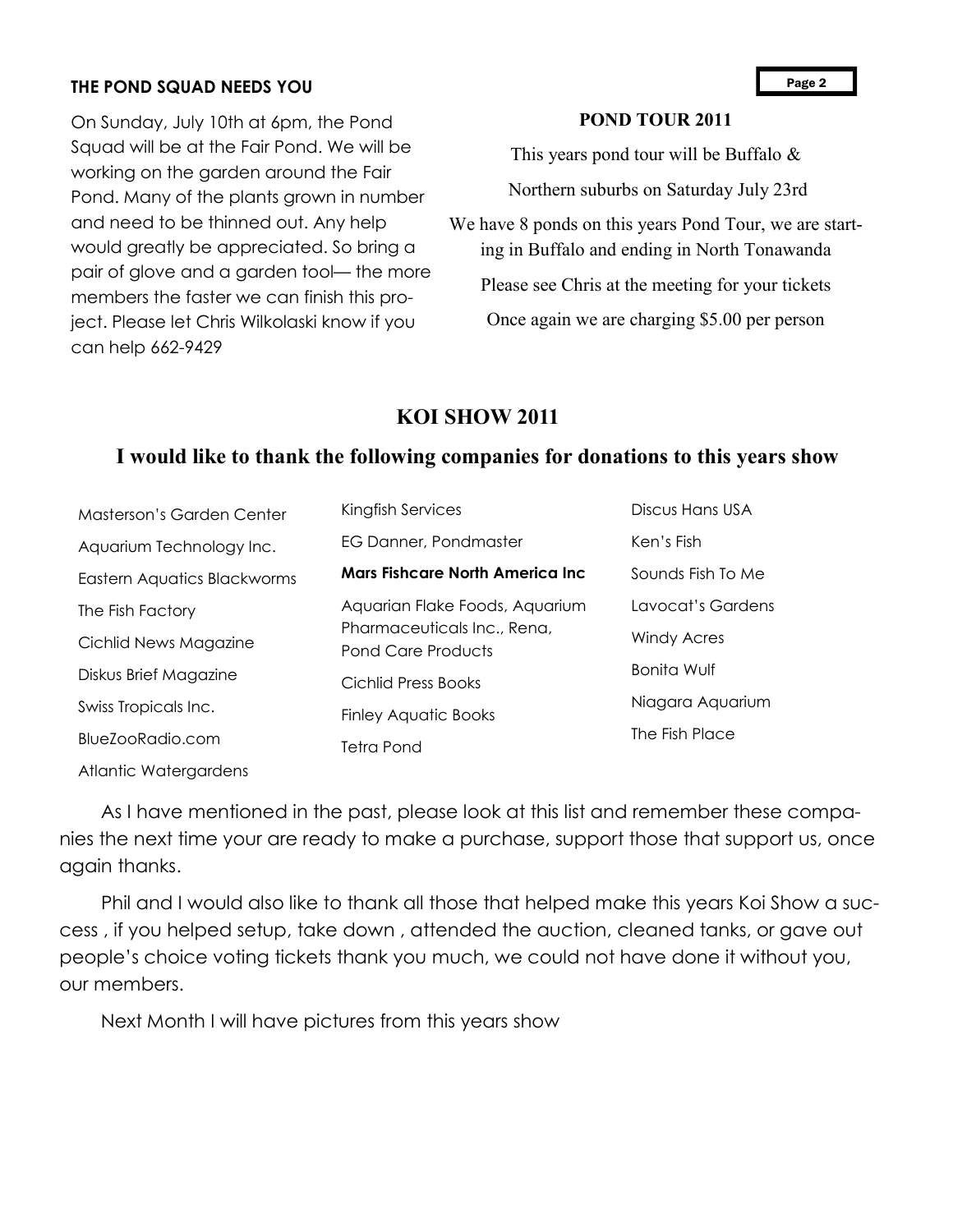### THE POND SQUAD NEEDS YOU

On Sunday, July 10th at 6pm, the Pond Squad will be at the Fair Pond. We will be working on the garden around the Fair Pond. Many of the plants grown in number and need to be thinned out. Any help would greatly be appreciated. So bring a pair of glove and a garden tool— the more members the faster we can finish this project. Please let Chris Wilkolaski know if you can help 662-9429

### POND TOUR 2011

This years pond tour will be Buffalo & Northern suburbs on Saturday July 23rd

We have 8 ponds on this years Pond Tour, we are starting in Buffalo and ending in North Tonawanda

Please see Chris at the meeting for your tickets

Once again we are charging $5.00 per person

## KOI SHOW 2011

### I would like to thank the following companies for donations to this years show

- Masterson's Garden Center
- Aquarium Technology Inc.
- Eastern Aquatics Blackworms
- The Fish Factory
- Cichlid News Magazine
- Diskus Brief Magazine
- Swiss Tropicals Inc.
- BlueZooRadio.com
- Atlantic Watergardens
- Kingfish Services
- EG Danner, Pondmaster
- **Mars Fishcare North America Inc**
- Aquarian Flake Foods, Aquarium Pharmaceuticals Inc., Rena, Pond Care Products
- Cichlid Press Books
- Finley Aquatic Books
- Tetra Pond
- Discus Hans USA
- Ken's Fish
- Sounds Fish To Me
- Lavocat's Gardens
- Windy Acres
- Bonita Wulf
- Niagara Aquarium
- The Fish Place

As I have mentioned in the past, please look at this list and remember these companies the next time your are ready to make a purchase, support those that support us, once again thanks.

Phil and I would also like to thank all those that helped make this years Koi Show a success , if you helped setup, take down , attended the auction, cleaned tanks, or gave out people's choice voting tickets thank you much, we could not have done it without you, our members.

Next Month I will have pictures from this years show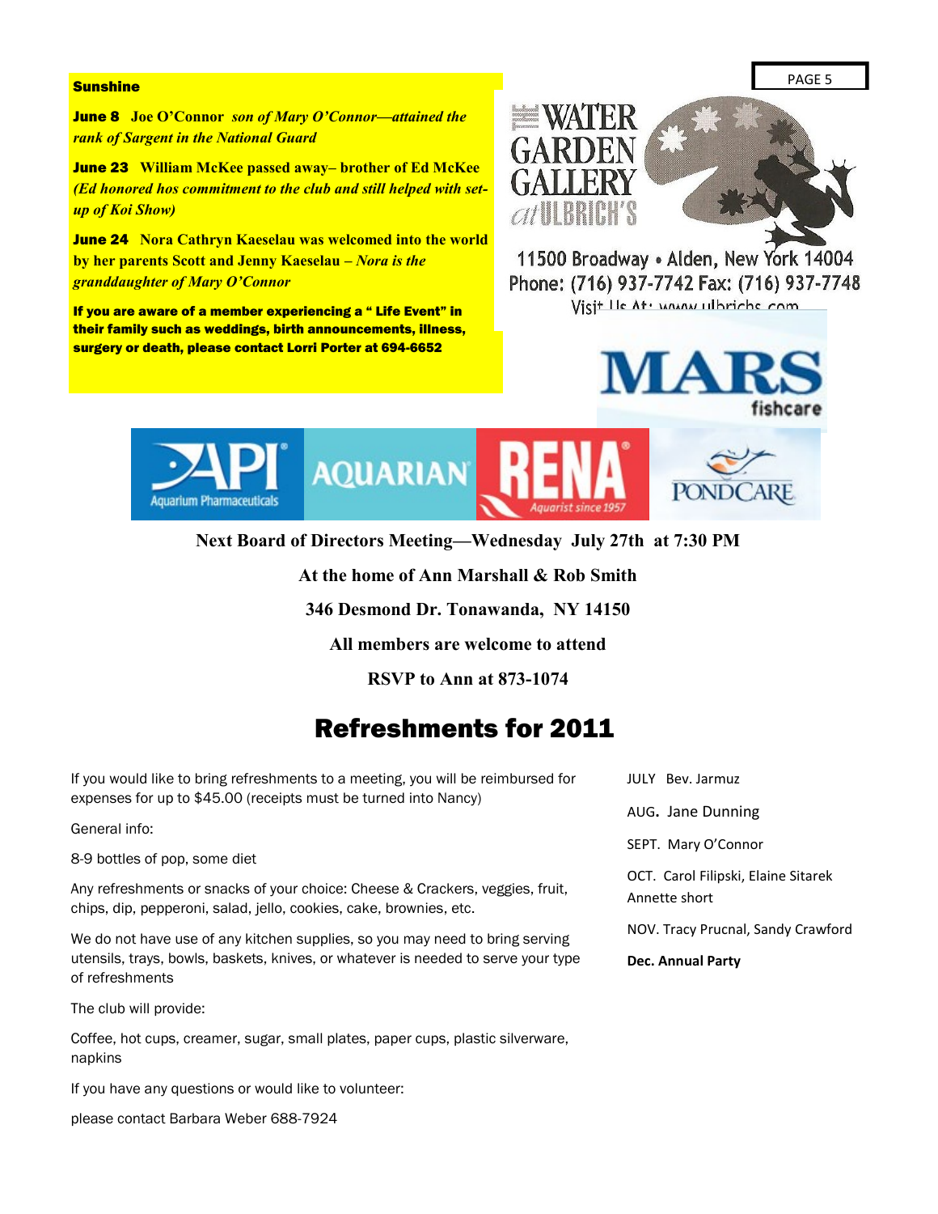**Sunshine**

**June 8** **Joe O'Connor** ***son of Mary O'Connor—attained the rank of Sargent in the National Guard***

**June 23** **William McKee passed away– brother of Ed McKee *(Ed honored hos commitment to the club and still helped with set-up of Koi Show)***

**June 24** **Nora Cathryn Kaeselau was welcomed into the world by her parents Scott and Jenny Kaeselau – *Nora is the granddaughter of Mary O'Connor***

**If you are aware of a member experiencing a " Life Event" in their family such as weddings, birth announcements, illness, surgery or death, please contact Lorri Porter at 694-6652**

THE WATER GARDEN GALLERY at ULBRICH'S

11500 Broadway • Alden, New York 14004
Phone: (716) 937-7742 Fax: (716) 937-7748
Visit Us At: www.ulbrichs.com

MARS fishcare

API Aquarium Pharmaceuticals | AQUARIAN | RENA Aquarist since 1957 | PONDCARE

**Next Board of Directors Meeting—Wednesday July 27th at 7:30 PM**

**At the home of Ann Marshall & Rob Smith**

**346 Desmond Dr. Tonawanda, NY 14150**

**All members are welcome to attend**

**RSVP to Ann at 873-1074**

# Refreshments for 2011

If you would like to bring refreshments to a meeting, you will be reimbursed for expenses for up to $45.00 (receipts must be turned into Nancy)

General info:

8-9 bottles of pop, some diet

Any refreshments or snacks of your choice: Cheese & Crackers, veggies, fruit, chips, dip, pepperoni, salad, jello, cookies, cake, brownies, etc.

We do not have use of any kitchen supplies, so you may need to bring serving utensils, trays, bowls, baskets, knives, or whatever is needed to serve your type of refreshments

The club will provide:

Coffee, hot cups, creamer, sugar, small plates, paper cups, plastic silverware, napkins

If you have any questions or would like to volunteer:

please contact Barbara Weber 688-7924

JULY Bev. Jarmuz

AUG. Jane Dunning

SEPT. Mary O'Connor

OCT. Carol Filipski, Elaine Sitarek Annette short

NOV. Tracy Prucnal, Sandy Crawford

**Dec. Annual Party**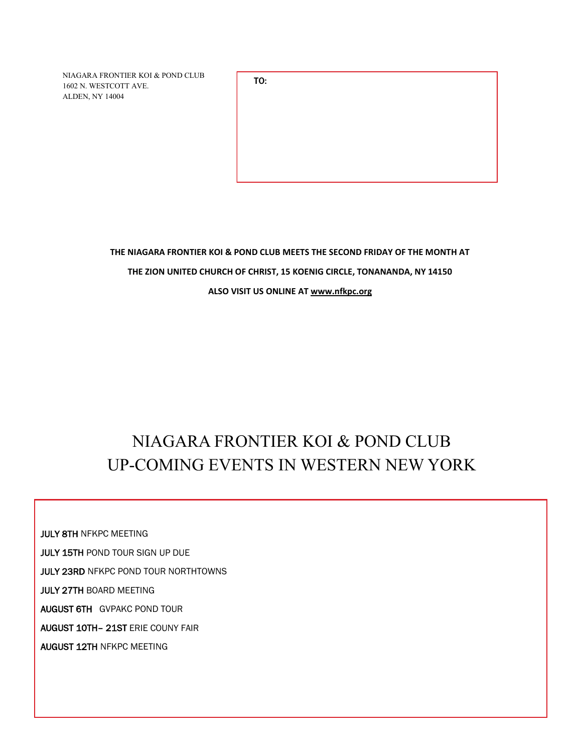NIAGARA FRONTIER KOI & POND CLUB
1602 N. WESTCOTT AVE.
ALDEN, NY 14004

TO:

**THE NIAGARA FRONTIER KOI & POND CLUB MEETS THE SECOND FRIDAY OF THE MONTH AT**

**THE ZION UNITED CHURCH OF CHRIST, 15 KOENIG CIRCLE, TONANANDA, NY 14150**

**ALSO VISIT US ONLINE AT www.nfkpc.org**

# NIAGARA FRONTIER KOI & POND CLUB
# UP-COMING EVENTS IN WESTERN NEW YORK

**JULY 8TH** NFKPC MEETING

**JULY 15TH** POND TOUR SIGN UP DUE

**JULY 23RD** NFKPC POND TOUR NORTHTOWNS

**JULY 27TH** BOARD MEETING

**AUGUST 6TH** GVPAKC POND TOUR

**AUGUST 10TH– 21ST** ERIE COUNY FAIR

**AUGUST 12TH** NFKPC MEETING